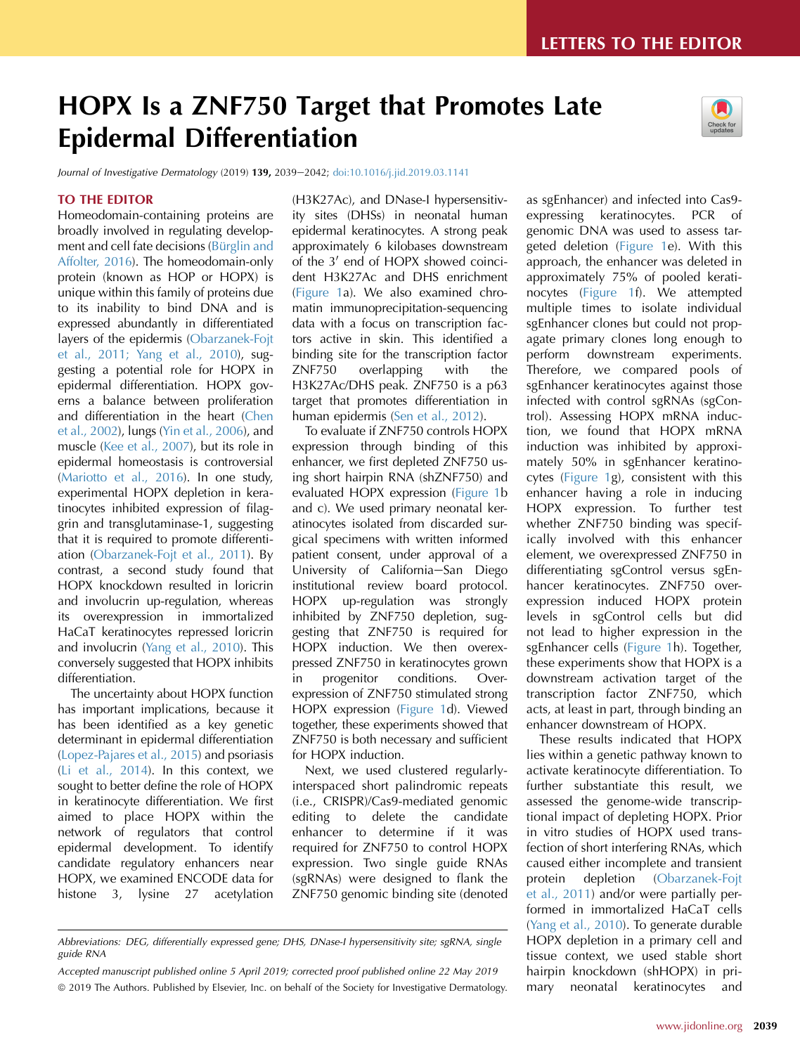LETTERS TO THE EDITOR

# HOPX Is a ZNF750 Target that Promotes Late Epidermal Differentiation

*Journal of Investigative Dermatology* (2019) **139**, 2039–2042; doi:10.1016/j.jid.2019.03.1141

## TO THE EDITOR

Homeodomain-containing proteins are broadly involved in regulating development and cell fate decisions (Bürglin and Affolter, 2016). The homeodomain-only protein (known as HOP or HOPX) is unique within this family of proteins due to its inability to bind DNA and is expressed abundantly in differentiated layers of the epidermis (Obarzanek-Fojt et al., 2011; Yang et al., 2010), suggesting a potential role for HOPX in epidermal differentiation. HOPX governs a balance between proliferation and differentiation in the heart (Chen et al., 2002), lungs (Yin et al., 2006), and muscle (Kee et al., 2007), but its role in epidermal homeostasis is controversial (Mariotto et al., 2016). In one study, experimental HOPX depletion in keratinocytes inhibited expression of filaggrin and transglutaminase-1, suggesting that it is required to promote differentiation (Obarzanek-Fojt et al., 2011). By contrast, a second study found that HOPX knockdown resulted in loricrin and involucrin up-regulation, whereas its overexpression in immortalized HaCaT keratinocytes repressed loricrin and involucrin (Yang et al., 2010). This conversely suggested that HOPX inhibits differentiation.

The uncertainty about HOPX function has important implications, because it has been identified as a key genetic determinant in epidermal differentiation (Lopez-Pajares et al., 2015) and psoriasis (Li et al., 2014). In this context, we sought to better define the role of HOPX in keratinocyte differentiation. We first aimed to place HOPX within the network of regulators that control epidermal development. To identify candidate regulatory enhancers near HOPX, we examined ENCODE data for histone 3, lysine 27 acetylation (H3K27Ac), and DNase-I hypersensitivity sites (DHSs) in neonatal human epidermal keratinocytes. A strong peak approximately 6 kilobases downstream of the 3′ end of HOPX showed coincident H3K27Ac and DHS enrichment (Figure 1a). We also examined chromatin immunoprecipitation-sequencing data with a focus on transcription factors active in skin. This identified a binding site for the transcription factor ZNF750 overlapping with the H3K27Ac/DHS peak. ZNF750 is a p63 target that promotes differentiation in human epidermis (Sen et al., 2012).

To evaluate if ZNF750 controls HOPX expression through binding of this enhancer, we first depleted ZNF750 using short hairpin RNA (shZNF750) and evaluated HOPX expression (Figure 1b and c). We used primary neonatal keratinocytes isolated from discarded surgical specimens with written informed patient consent, under approval of a University of California—San Diego institutional review board protocol. HOPX up-regulation was strongly inhibited by ZNF750 depletion, suggesting that ZNF750 is required for HOPX induction. We then overexpressed ZNF750 in keratinocytes grown in progenitor conditions. Overexpression of ZNF750 stimulated strong HOPX expression (Figure 1d). Viewed together, these experiments showed that ZNF750 is both necessary and sufficient for HOPX induction.

Next, we used clustered regularly-interspaced short palindromic repeats (i.e., CRISPR)/Cas9-mediated genomic editing to delete the candidate enhancer to determine if it was required for ZNF750 to control HOPX expression. Two single guide RNAs (sgRNAs) were designed to flank the ZNF750 genomic binding site (denoted as sgEnhancer) and infected into Cas9-expressing keratinocytes. PCR of genomic DNA was used to assess targeted deletion (Figure 1e). With this approach, the enhancer was deleted in approximately 75% of pooled keratinocytes (Figure 1f). We attempted multiple times to isolate individual sgEnhancer clones but could not propagate primary clones long enough to perform downstream experiments. Therefore, we compared pools of sgEnhancer keratinocytes against those infected with control sgRNAs (sgControl). Assessing HOPX mRNA induction, we found that HOPX mRNA induction was inhibited by approximately 50% in sgEnhancer keratinocytes (Figure 1g), consistent with this enhancer having a role in inducing HOPX expression. To further test whether ZNF750 binding was specifically involved with this enhancer element, we overexpressed ZNF750 in differentiating sgControl versus sgEnhancer keratinocytes. ZNF750 overexpression induced HOPX protein levels in sgControl cells but did not lead to higher expression in the sgEnhancer cells (Figure 1h). Together, these experiments show that HOPX is a downstream activation target of the transcription factor ZNF750, which acts, at least in part, through binding an enhancer downstream of HOPX.

These results indicated that HOPX lies within a genetic pathway known to activate keratinocyte differentiation. To further substantiate this result, we assessed the genome-wide transcriptional impact of depleting HOPX. Prior in vitro studies of HOPX used transfection of short interfering RNAs, which caused either incomplete and transient protein depletion (Obarzanek-Fojt et al., 2011) and/or were partially performed in immortalized HaCaT cells (Yang et al., 2010). To generate durable HOPX depletion in a primary cell and tissue context, we used stable short hairpin knockdown (shHOPX) in primary neonatal keratinocytes and

Abbreviations: DEG, differentially expressed gene; DHS, DNase-I hypersensitivity site; sgRNA, single guide RNA

Accepted manuscript published online 5 April 2019; corrected proof published online 22 May 2019

© 2019 The Authors. Published by Elsevier, Inc. on behalf of the Society for Investigative Dermatology.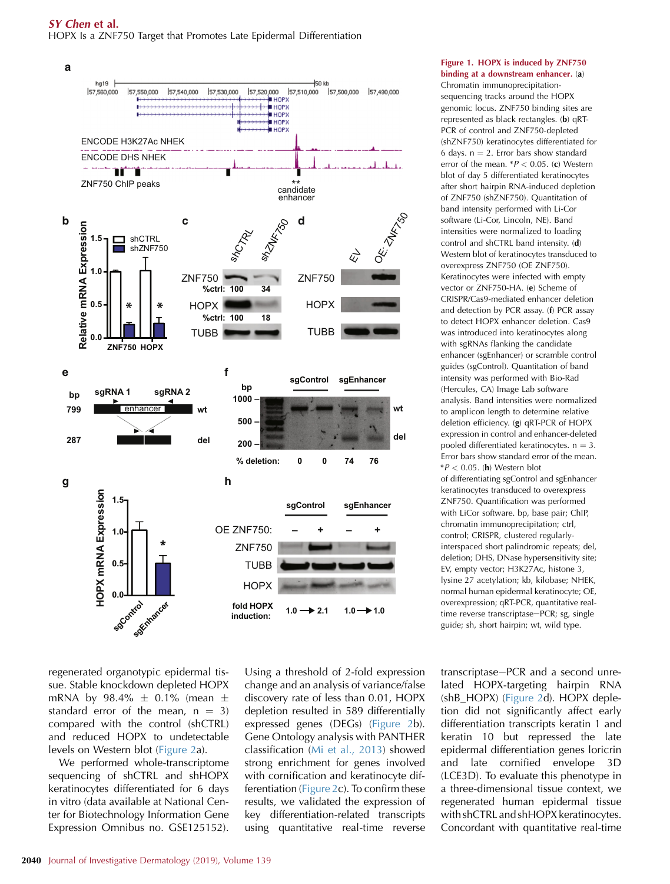**Figure 1. HOPX is induced by ZNF750 binding at a downstream enhancer.** (**a**) Chromatin immunoprecipitation-sequencing tracks around the HOPX genomic locus. ZNF750 binding sites are represented as black rectangles. (**b**) qRT-PCR of control and ZNF750-depleted (shZNF750) keratinocytes differentiated for 6 days. n = 2. Error bars show standard error of the mean. *$P < 0.05$. (**c**) Western blot of day 5 differentiated keratinocytes after short hairpin RNA-induced depletion of ZNF750 (shZNF750). Quantitation of band intensity performed with Li-Cor software (Li-Cor, Lincoln, NE). Band intensities were normalized to loading control and shCTRL band intensity. (**d**) Western blot of keratinocytes transduced to overexpress ZNF750 (OE ZNF750). Keratinocytes were infected with empty vector or ZNF750-HA. (**e**) Scheme of CRISPR/Cas9-mediated enhancer deletion and detection by PCR assay. (**f**) PCR assay to detect HOPX enhancer deletion. Cas9 was introduced into keratinocytes along with sgRNAs flanking the candidate enhancer (sgEnhancer) or scramble control guides (sgControl). Quantitation of band intensity was performed with Bio-Rad (Hercules, CA) Image Lab software analysis. Band intensities were normalized to amplicon length to determine relative deletion efficiency. (**g**) qRT-PCR of HOPX expression in control and enhancer-deleted pooled differentiated keratinocytes. n = 3. Error bars show standard error of the mean. *$P < 0.05$. (**h**) Western blot of differentiating sgControl and sgEnhancer keratinocytes transduced to overexpress ZNF750. Quantification was performed with LiCor software. bp, base pair; ChIP, chromatin immunoprecipitation; ctrl, control; CRISPR, clustered regularly-interspaced short palindromic repeats; del, deletion; DHS, DNase hypersensitivity site; EV, empty vector; H3K27Ac, histone 3, lysine 27 acetylation; kb, kilobase; NHEK, normal human epidermal keratinocyte; OE, overexpression; qRT-PCR, quantitative real-time reverse transcriptase−PCR; sg, single guide; sh, short hairpin; wt, wild type.

regenerated organotypic epidermal tissue. Stable knockdown depleted HOPX mRNA by 98.4% ± 0.1% (mean ± standard error of the mean, n = 3) compared with the control (shCTRL) and reduced HOPX to undetectable levels on Western blot (Figure 2a).

We performed whole-transcriptome sequencing of shCTRL and shHOPX keratinocytes differentiated for 6 days in vitro (data available at National Center for Biotechnology Information Gene Expression Omnibus no. GSE125152). Using a threshold of 2-fold expression change and an analysis of variance/false discovery rate of less than 0.01, HOPX depletion resulted in 589 differentially expressed genes (DEGs) (Figure 2b). Gene Ontology analysis with PANTHER classification (Mi et al., 2013) showed strong enrichment for genes involved with cornification and keratinocyte differentiation (Figure 2c). To confirm these results, we validated the expression of key differentiation-related transcripts using quantitative real-time reverse transcriptase−PCR and a second unrelated HOPX-targeting hairpin RNA (shB_HOPX) (Figure 2d). HOPX depletion did not significantly affect early differentiation transcripts keratin 1 and keratin 10 but repressed the late epidermal differentiation genes loricrin and late cornified envelope 3D (LCE3D). To evaluate this phenotype in a three-dimensional tissue context, we regenerated human epidermal tissue with shCTRL and shHOPX keratinocytes. Concordant with quantitative real-time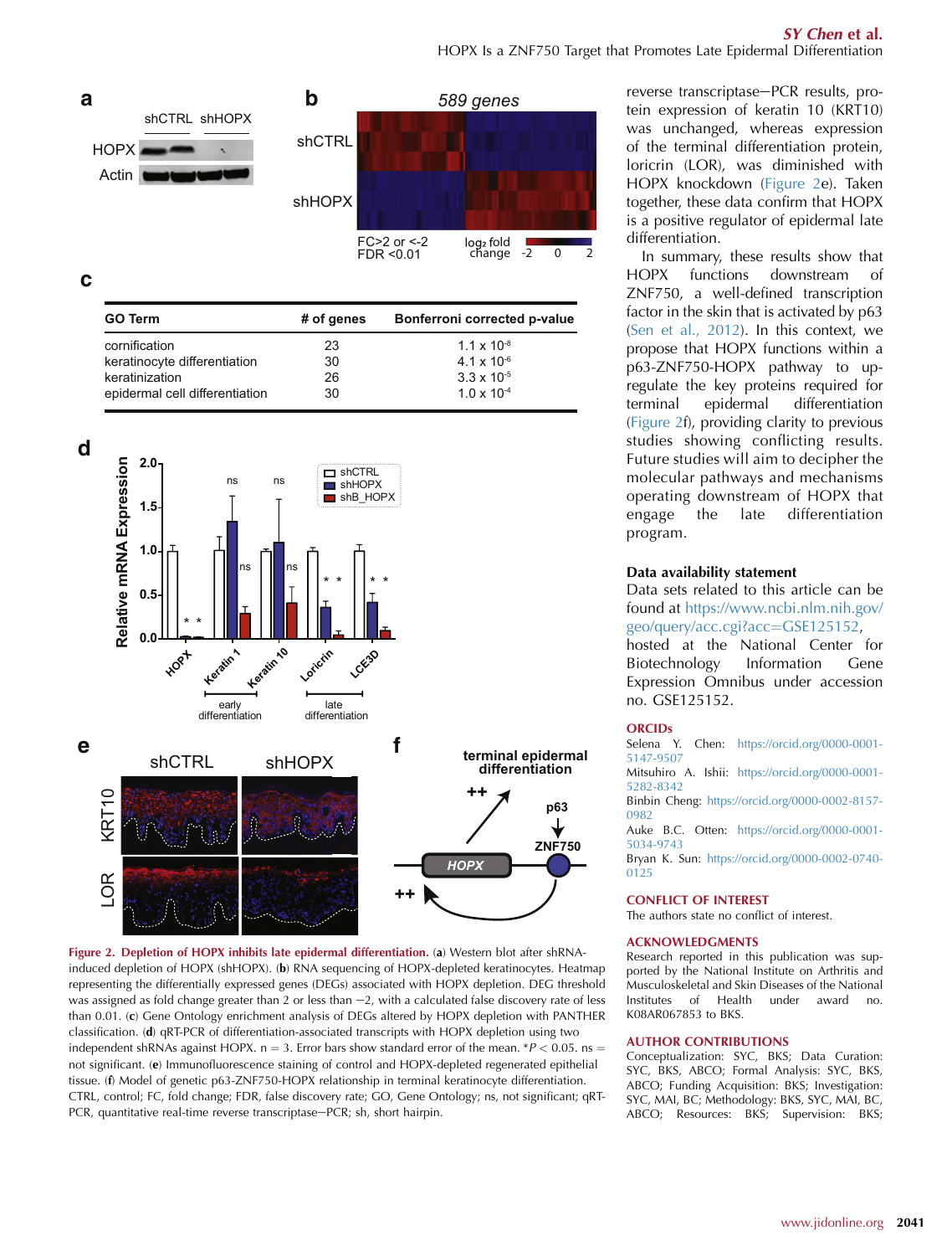| GO Term | # of genes | Bonferroni corrected p-value |
|---|---|---|
| cornification | 23 | $1.1 \times 10^{-8}$ |
| keratinocyte differentiation | 30 | $4.1 \times 10^{-6}$ |
| keratinization | 26 | $3.3 \times 10^{-5}$ |
| epidermal cell differentiation | 30 | $1.0 \times 10^{-4}$ |

**Figure 2. Depletion of HOPX inhibits late epidermal differentiation.** (**a**) Western blot after shRNA-induced depletion of HOPX (shHOPX). (**b**) RNA sequencing of HOPX-depleted keratinocytes. Heatmap representing the differentially expressed genes (DEGs) associated with HOPX depletion. DEG threshold was assigned as fold change greater than 2 or less than −2, with a calculated false discovery rate of less than 0.01. (**c**) Gene Ontology enrichment analysis of DEGs altered by HOPX depletion with PANTHER classification. (**d**) qRT-PCR of differentiation-associated transcripts with HOPX depletion using two independent shRNAs against HOPX. n = 3. Error bars show standard error of the mean. *$P < 0.05$. ns = not significant. (**e**) Immunofluorescence staining of control and HOPX-depleted regenerated epithelial tissue. (**f**) Model of genetic p63-ZNF750-HOPX relationship in terminal keratinocyte differentiation. CTRL, control; FC, fold change; FDR, false discovery rate; GO, Gene Ontology; ns, not significant; qRT-PCR, quantitative real-time reverse transcriptase−PCR; sh, short hairpin.

reverse transcriptase−PCR results, protein expression of keratin 10 (KRT10) was unchanged, whereas expression of the terminal differentiation protein, loricrin (LOR), was diminished with HOPX knockdown (Figure 2e). Taken together, these data confirm that HOPX is a positive regulator of epidermal late differentiation.

In summary, these results show that HOPX functions downstream of ZNF750, a well-defined transcription factor in the skin that is activated by p63 (Sen et al., 2012). In this context, we propose that HOPX functions within a p63-ZNF750-HOPX pathway to up-regulate the key proteins required for terminal epidermal differentiation (Figure 2f), providing clarity to previous studies showing conflicting results. Future studies will aim to decipher the molecular pathways and mechanisms operating downstream of HOPX that engage the late differentiation program.

### Data availability statement

Data sets related to this article can be found at https://www.ncbi.nlm.nih.gov/geo/query/acc.cgi?acc=GSE125152, hosted at the National Center for Biotechnology Information Gene Expression Omnibus under accession no. GSE125152.

## ORCIDs

Selena Y. Chen: https://orcid.org/0000-0001-5147-9507
Mitsuhiro A. Ishii: https://orcid.org/0000-0001-5282-8342
Binbin Cheng: https://orcid.org/0000-0002-8157-0982
Auke B.C. Otten: https://orcid.org/0000-0001-5034-9743
Bryan K. Sun: https://orcid.org/0000-0002-0740-0125

## CONFLICT OF INTEREST

The authors state no conflict of interest.

## ACKNOWLEDGMENTS

Research reported in this publication was supported by the National Institute on Arthritis and Musculoskeletal and Skin Diseases of the National Institutes of Health under award no. K08AR067853 to BKS.

## AUTHOR CONTRIBUTIONS

Conceptualization: SYC, BKS; Data Curation: SYC, BKS, ABCO; Formal Analysis: SYC, BKS, ABCO; Funding Acquisition: BKS; Investigation: SYC, MAI, BC; Methodology: BKS, SYC, MAI, BC, ABCO; Resources: BKS; Supervision: BKS;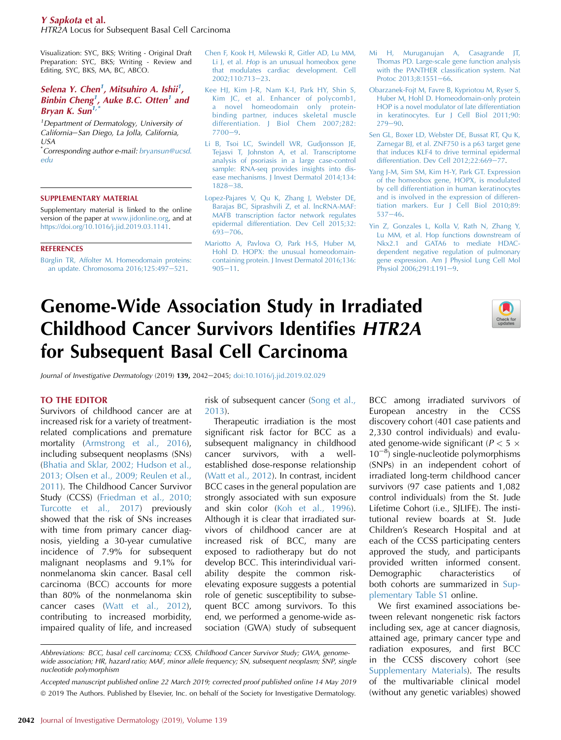Visualization: SYC, BKS; Writing - Original Draft Preparation: SYC, BKS; Writing - Review and Editing, SYC, BKS, MA, BC, ABCO.

***Selena Y. Chen*[1], *Mitsuhiro A. Ishii*[1], *Binbin Cheng*[1], *Auke B.C. Otten*[1] and *Bryan K. Sun*[1,*]**

[1]Department of Dermatology, University of California–San Diego, La Jolla, California, USA

*Corresponding author e-mail: bryansun@ucsd.edu

## SUPPLEMENTARY MATERIAL

Supplementary material is linked to the online version of the paper at www.jidonline.org, and at https://doi.org/10.1016/j.jid.2019.03.1141.

## REFERENCES

Bürglin TR, Affolter M. Homeodomain proteins: an update. Chromosoma 2016;125:497–521.

Chen F, Kook H, Milewski R, Gitler AD, Lu MM, Li J, et al. *Hop* is an unusual homeobox gene that modulates cardiac development. Cell 2002;110:713–23.

Kee HJ, Kim J-R, Nam K-I, Park HY, Shin S, Kim JC, et al. Enhancer of polycomb1, a novel homeodomain only protein-binding partner, induces skeletal muscle differentiation. J Biol Chem 2007;282: 7700–9.

Li B, Tsoi LC, Swindell WR, Gudjonsson JE, Tejasvi T, Johnston A, et al. Transcriptome analysis of psoriasis in a large case-control sample: RNA-seq provides insights into disease mechanisms. J Invest Dermatol 2014;134: 1828–38.

Lopez-Pajares V, Qu K, Zhang J, Webster DE, Barajas BC, Siprashvili Z, et al. lncRNA-MAF: MAFB transcription factor network regulates epidermal differentiation. Dev Cell 2015;32: 693–706.

Mariotto A, Pavlova O, Park H-S, Huber M, Hohl D. HOPX: the unusual homeodomain-containing protein. J Invest Dermatol 2016;136: 905–11.

Mi H, Muruganujan A, Casagrande JT, Thomas PD. Large-scale gene function analysis with the PANTHER classification system. Nat Protoc 2013;8:1551–66.

Obarzanek-Fojt M, Favre B, Kypriotou M, Ryser S, Huber M, Hohl D. Homeodomain-only protein HOP is a novel modulator of late differentiation in keratinocytes. Eur J Cell Biol 2011;90: 279–90.

Sen GL, Boxer LD, Webster DE, Bussat RT, Qu K, Zarnegar BJ, et al. ZNF750 is a p63 target gene that induces KLF4 to drive terminal epidermal differentiation. Dev Cell 2012;22:669–77.

Yang J-M, Sim SM, Kim H-Y, Park GT. Expression of the homeobox gene, HOPX, is modulated by cell differentiation in human keratinocytes and is involved in the expression of differentiation markers. Eur J Cell Biol 2010;89: 537–46.

Yin Z, Gonzales L, Kolla V, Rath N, Zhang Y, Lu MM, et al. Hop functions downstream of Nkx2.1 and GATA6 to mediate HDAC-dependent negative regulation of pulmonary gene expression. Am J Physiol Lung Cell Mol Physiol 2006;291:L191–9.

# Genome-Wide Association Study in Irradiated Childhood Cancer Survivors Identifies *HTR2A* for Subsequent Basal Cell Carcinoma

*Journal of Investigative Dermatology* (2019) **139,** 2042–2045; doi:10.1016/j.jid.2019.02.029

## TO THE EDITOR

Survivors of childhood cancer are at increased risk for a variety of treatment-related complications and premature mortality (Armstrong et al., 2016), including subsequent neoplasms (SNs) (Bhatia and Sklar, 2002; Hudson et al., 2013; Olsen et al., 2009; Reulen et al., 2011). The Childhood Cancer Survivor Study (CCSS) (Friedman et al., 2010; Turcotte et al., 2017) previously showed that the risk of SNs increases with time from primary cancer diagnosis, yielding a 30-year cumulative incidence of 7.9% for subsequent malignant neoplasms and 9.1% for nonmelanoma skin cancer. Basal cell carcinoma (BCC) accounts for more than 80% of the nonmelanoma skin cancer cases (Watt et al., 2012), contributing to increased morbidity, impaired quality of life, and increased risk of subsequent cancer (Song et al., 2013).

Therapeutic irradiation is the most significant risk factor for BCC as a subsequent malignancy in childhood cancer survivors, with a well-established dose-response relationship (Watt et al., 2012). In contrast, incident BCC cases in the general population are strongly associated with sun exposure and skin color (Koh et al., 1996). Although it is clear that irradiated survivors of childhood cancer are at increased risk of BCC, many are exposed to radiotherapy but do not develop BCC. This interindividual variability despite the common risk-elevating exposure suggests a potential role of genetic susceptibility to subsequent BCC among survivors. To this end, we performed a genome-wide association (GWA) study of subsequent BCC among irradiated survivors of European ancestry in the CCSS discovery cohort (401 case patients and 2,330 control individuals) and evaluated genome-wide significant ($P < 5 \times 10^{-8}$) single-nucleotide polymorphisms (SNPs) in an independent cohort of irradiated long-term childhood cancer survivors (97 case patients and 1,082 control individuals) from the St. Jude Lifetime Cohort (i.e., SJLIFE). The institutional review boards at St. Jude Children's Research Hospital and at each of the CCSS participating centers approved the study, and participants provided written informed consent. Demographic characteristics of both cohorts are summarized in Supplementary Table S1 online.

We first examined associations between relevant nongenetic risk factors including sex, age at cancer diagnosis, attained age, primary cancer type and radiation exposures, and first BCC in the CCSS discovery cohort (see Supplementary Materials). The results of the multivariable clinical model (without any genetic variables) showed

Abbreviations: BCC, basal cell carcinoma; CCSS, Childhood Cancer Survivor Study; GWA, genome-wide association; HR, hazard ratio; MAF, minor allele frequency; SN, subsequent neoplasm; SNP, single nucleotide polymorphism

Accepted manuscript published online 22 March 2019; corrected proof published online 14 May 2019

© 2019 The Authors. Published by Elsevier, Inc. on behalf of the Society for Investigative Dermatology.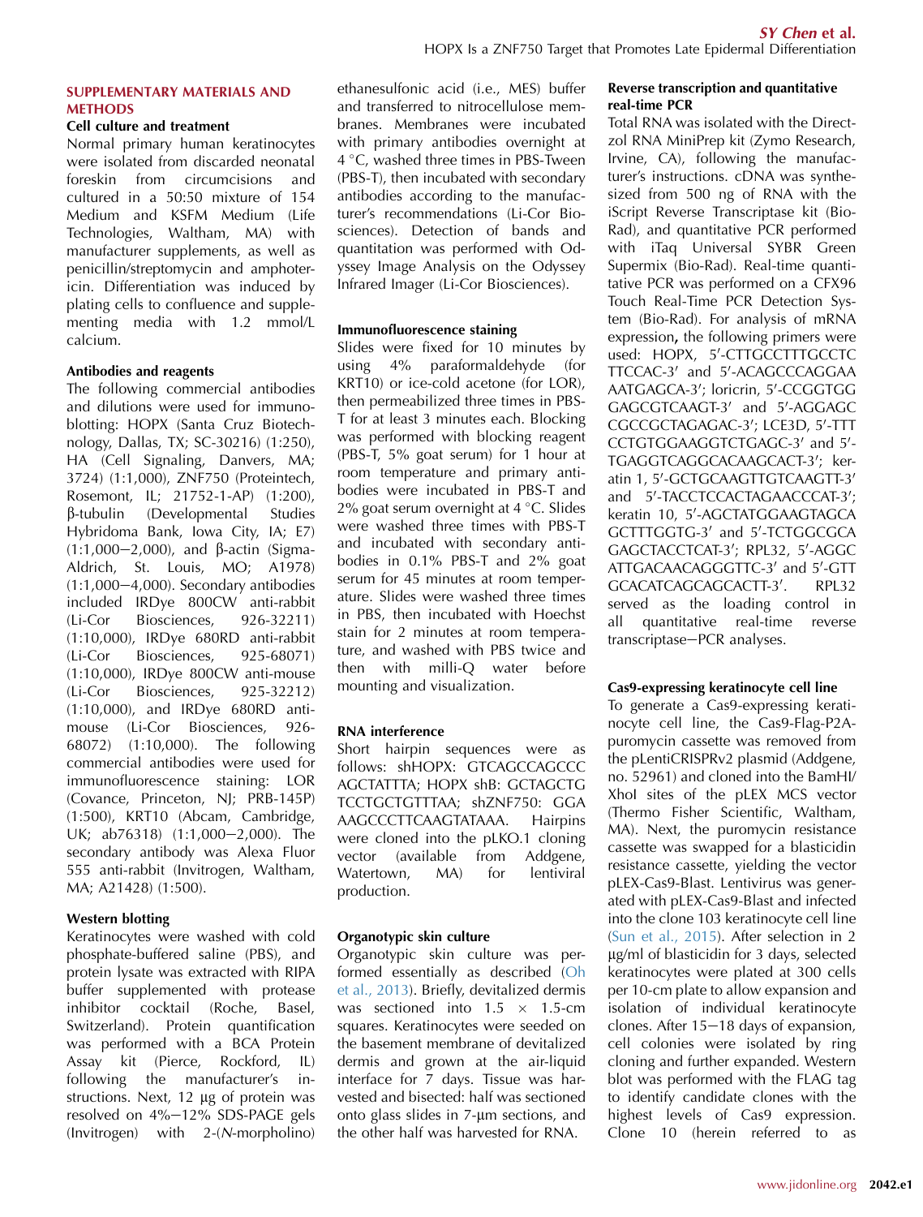## SUPPLEMENTARY MATERIALS AND METHODS

### Cell culture and treatment

Normal primary human keratinocytes were isolated from discarded neonatal foreskin from circumcisions and cultured in a 50:50 mixture of 154 Medium and KSFM Medium (Life Technologies, Waltham, MA) with manufacturer supplements, as well as penicillin/streptomycin and amphotericin. Differentiation was induced by plating cells to confluence and supplementing media with 1.2 mmol/L calcium.

### Antibodies and reagents

The following commercial antibodies and dilutions were used for immunoblotting: HOPX (Santa Cruz Biotechnology, Dallas, TX; SC-30216) (1:250), HA (Cell Signaling, Danvers, MA; 3724) (1:1,000), ZNF750 (Proteintech, Rosemont, IL; 21752-1-AP) (1:200), β-tubulin (Developmental Studies Hybridoma Bank, Iowa City, IA; E7) (1:1,000−2,000), and β-actin (Sigma-Aldrich, St. Louis, MO; A1978) (1:1,000−4,000). Secondary antibodies included IRDye 800CW anti-rabbit (Li-Cor Biosciences, 926-32211) (1:10,000), IRDye 680RD anti-rabbit (Li-Cor Biosciences, 925-68071) (1:10,000), IRDye 800CW anti-mouse (Li-Cor Biosciences, 925-32212) (1:10,000), and IRDye 680RD anti-mouse (Li-Cor Biosciences, 926-68072) (1:10,000). The following commercial antibodies were used for immunofluorescence staining: LOR (Covance, Princeton, NJ; PRB-145P) (1:500), KRT10 (Abcam, Cambridge, UK; ab76318) (1:1,000−2,000). The secondary antibody was Alexa Fluor 555 anti-rabbit (Invitrogen, Waltham, MA; A21428) (1:500).

### Western blotting

Keratinocytes were washed with cold phosphate-buffered saline (PBS), and protein lysate was extracted with RIPA buffer supplemented with protease inhibitor cocktail (Roche, Basel, Switzerland). Protein quantification was performed with a BCA Protein Assay kit (Pierce, Rockford, IL) following the manufacturer's instructions. Next, 12 μg of protein was resolved on 4%−12% SDS-PAGE gels (Invitrogen) with 2-(*N*-morpholino) ethanesulfonic acid (i.e., MES) buffer and transferred to nitrocellulose membranes. Membranes were incubated with primary antibodies overnight at 4 °C, washed three times in PBS-Tween (PBS-T), then incubated with secondary antibodies according to the manufacturer's recommendations (Li-Cor Biosciences). Detection of bands and quantitation was performed with Odyssey Image Analysis on the Odyssey Infrared Imager (Li-Cor Biosciences).

### Immunofluorescence staining

Slides were fixed for 10 minutes by using 4% paraformaldehyde (for KRT10) or ice-cold acetone (for LOR), then permeabilized three times in PBS-T for at least 3 minutes each. Blocking was performed with blocking reagent (PBS-T, 5% goat serum) for 1 hour at room temperature and primary antibodies were incubated in PBS-T and 2% goat serum overnight at 4 °C. Slides were washed three times with PBS-T and incubated with secondary antibodies in 0.1% PBS-T and 2% goat serum for 45 minutes at room temperature. Slides were washed three times in PBS, then incubated with Hoechst stain for 2 minutes at room temperature, and washed with PBS twice and then with milli-Q water before mounting and visualization.

### RNA interference

Short hairpin sequences were as follows: shHOPX: GTCAGCCAGCCCAGCTATTTA; HOPX shB: GCTAGCTGTCCTGCTGTTTAA; shZNF750: GGAAAGCCCTTCAAGTATAAA. Hairpins were cloned into the pLKO.1 cloning vector (available from Addgene, Watertown, MA) for lentiviral production.

### Organotypic skin culture

Organotypic skin culture was performed essentially as described (Oh et al., 2013). Briefly, devitalized dermis was sectioned into 1.5 × 1.5-cm squares. Keratinocytes were seeded on the basement membrane of devitalized dermis and grown at the air-liquid interface for 7 days. Tissue was harvested and bisected: half was sectioned onto glass slides in 7-μm sections, and the other half was harvested for RNA.

### Reverse transcription and quantitative real-time PCR

Total RNA was isolated with the Direct-zol RNA MiniPrep kit (Zymo Research, Irvine, CA), following the manufacturer's instructions. cDNA was synthesized from 500 ng of RNA with the iScript Reverse Transcriptase kit (Bio-Rad), and quantitative PCR performed with iTaq Universal SYBR Green Supermix (Bio-Rad). Real-time quantitative PCR was performed on a CFX96 Touch Real-Time PCR Detection System (Bio-Rad). For analysis of mRNA expression**,** the following primers were used: HOPX, 5′-CTTGCCTTTGCCTCTTCCAC-3′ and 5′-ACAGCCCAGGAAAATGAGCA-3′; loricrin, 5′-CCGGTGGGAGCGTCAAGT-3′ and 5′-AGGAGCCGCCGCTAGAGAC-3′; LCE3D, 5′-TTTCCTGTGGAAGGTCTGAGC-3′ and 5′-TGAGGTCAGGCACAAGCACT-3′; keratin 1, 5′-GCTGCAAGTTGTCAAGTT-3′ and 5′-TACCTCCACTAGAACCCAT-3′; keratin 10, 5′-AGCTATGGAAGTAGCAGCTTTGGTG-3′ and 5′-TCTGGCGCAGAGCTACCTCAT-3′; RPL32, 5′-AGGCATTGACAACAGGGTTC-3′ and 5′-GTTGCACATCAGCAGCACTT-3′. RPL32 served as the loading control in all quantitative real-time reverse transcriptase−PCR analyses.

### Cas9-expressing keratinocyte cell line

To generate a Cas9-expressing keratinocyte cell line, the Cas9-Flag-P2A-puromycin cassette was removed from the pLentiCRISPRv2 plasmid (Addgene, no. 52961) and cloned into the BamHI/XhoI sites of the pLEX MCS vector (Thermo Fisher Scientific, Waltham, MA). Next, the puromycin resistance cassette was swapped for a blasticidin resistance cassette, yielding the vector pLEX-Cas9-Blast. Lentivirus was generated with pLEX-Cas9-Blast and infected into the clone 103 keratinocyte cell line (Sun et al., 2015). After selection in 2 μg/ml of blasticidin for 3 days, selected keratinocytes were plated at 300 cells per 10-cm plate to allow expansion and isolation of individual keratinocyte clones. After 15−18 days of expansion, cell colonies were isolated by ring cloning and further expanded. Western blot was performed with the FLAG tag to identify candidate clones with the highest levels of Cas9 expression. Clone 10 (herein referred to as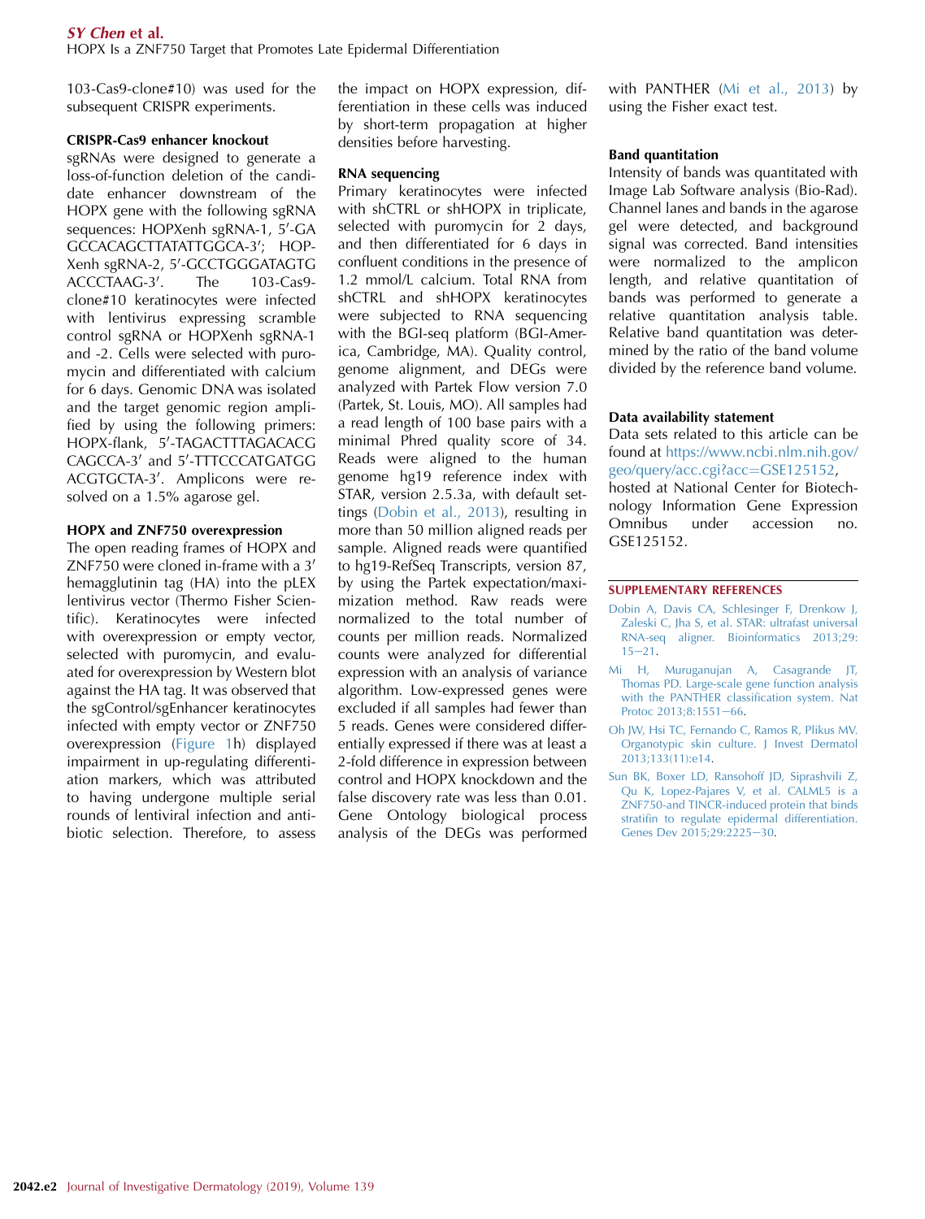103-Cas9-clone#10) was used for the subsequent CRISPR experiments.

### CRISPR-Cas9 enhancer knockout

sgRNAs were designed to generate a loss-of-function deletion of the candidate enhancer downstream of the HOPX gene with the following sgRNA sequences: HOPXenh sgRNA-1, 5′-GAGCCACAGCTTATATTGGCA-3′; HOPXenh sgRNA-2, 5′-GCCTGGGATAGTGACCCTAAG-3′. The 103-Cas9-clone#10 keratinocytes were infected with lentivirus expressing scramble control sgRNA or HOPXenh sgRNA-1 and -2. Cells were selected with puromycin and differentiated with calcium for 6 days. Genomic DNA was isolated and the target genomic region amplified by using the following primers: HOPX-flank, 5′-TAGACTTTAGACACGCAGCCA-3′ and 5′-TTTCCCATGATGGACGTGCTA-3′. Amplicons were resolved on a 1.5% agarose gel.

### HOPX and ZNF750 overexpression

The open reading frames of HOPX and ZNF750 were cloned in-frame with a 3′ hemagglutinin tag (HA) into the pLEX lentivirus vector (Thermo Fisher Scientific). Keratinocytes were infected with overexpression or empty vector, selected with puromycin, and evaluated for overexpression by Western blot against the HA tag. It was observed that the sgControl/sgEnhancer keratinocytes infected with empty vector or ZNF750 overexpression (Figure 1h) displayed impairment in up-regulating differentiation markers, which was attributed to having undergone multiple serial rounds of lentiviral infection and antibiotic selection. Therefore, to assess the impact on HOPX expression, differentiation in these cells was induced by short-term propagation at higher densities before harvesting.

### RNA sequencing

Primary keratinocytes were infected with shCTRL or shHOPX in triplicate, selected with puromycin for 2 days, and then differentiated for 6 days in confluent conditions in the presence of 1.2 mmol/L calcium. Total RNA from shCTRL and shHOPX keratinocytes were subjected to RNA sequencing with the BGI-seq platform (BGI-America, Cambridge, MA). Quality control, genome alignment, and DEGs were analyzed with Partek Flow version 7.0 (Partek, St. Louis, MO). All samples had a read length of 100 base pairs with a minimal Phred quality score of 34. Reads were aligned to the human genome hg19 reference index with STAR, version 2.5.3a, with default settings (Dobin et al., 2013), resulting in more than 50 million aligned reads per sample. Aligned reads were quantified to hg19-RefSeq Transcripts, version 87, by using the Partek expectation/maximization method. Raw reads were normalized to the total number of counts per million reads. Normalized counts were analyzed for differential expression with an analysis of variance algorithm. Low-expressed genes were excluded if all samples had fewer than 5 reads. Genes were considered differentially expressed if there was at least a 2-fold difference in expression between control and HOPX knockdown and the false discovery rate was less than 0.01. Gene Ontology biological process analysis of the DEGs was performed with PANTHER (Mi et al., 2013) by using the Fisher exact test.

### Band quantitation

Intensity of bands was quantitated with Image Lab Software analysis (Bio-Rad). Channel lanes and bands in the agarose gel were detected, and background signal was corrected. Band intensities were normalized to the amplicon length, and relative quantitation of bands was performed to generate a relative quantitation analysis table. Relative band quantitation was determined by the ratio of the band volume divided by the reference band volume.

### Data availability statement

Data sets related to this article can be found at https://www.ncbi.nlm.nih.gov/geo/query/acc.cgi?acc=GSE125152, hosted at National Center for Biotechnology Information Gene Expression Omnibus under accession no. GSE125152.

## SUPPLEMENTARY REFERENCES

Dobin A, Davis CA, Schlesinger F, Drenkow J, Zaleski C, Jha S, et al. STAR: ultrafast universal RNA-seq aligner. Bioinformatics 2013;29:15−21.

Mi H, Muruganujan A, Casagrande JT, Thomas PD. Large-scale gene function analysis with the PANTHER classification system. Nat Protoc 2013;8:1551−66.

Oh JW, Hsi TC, Fernando C, Ramos R, Plikus MV. Organotypic skin culture. J Invest Dermatol 2013;133(11):e14.

Sun BK, Boxer LD, Ransohoff JD, Siprashvili Z, Qu K, Lopez-Pajares V, et al. CALML5 is a ZNF750-and TINCR-induced protein that binds stratifin to regulate epidermal differentiation. Genes Dev 2015;29:2225−30.